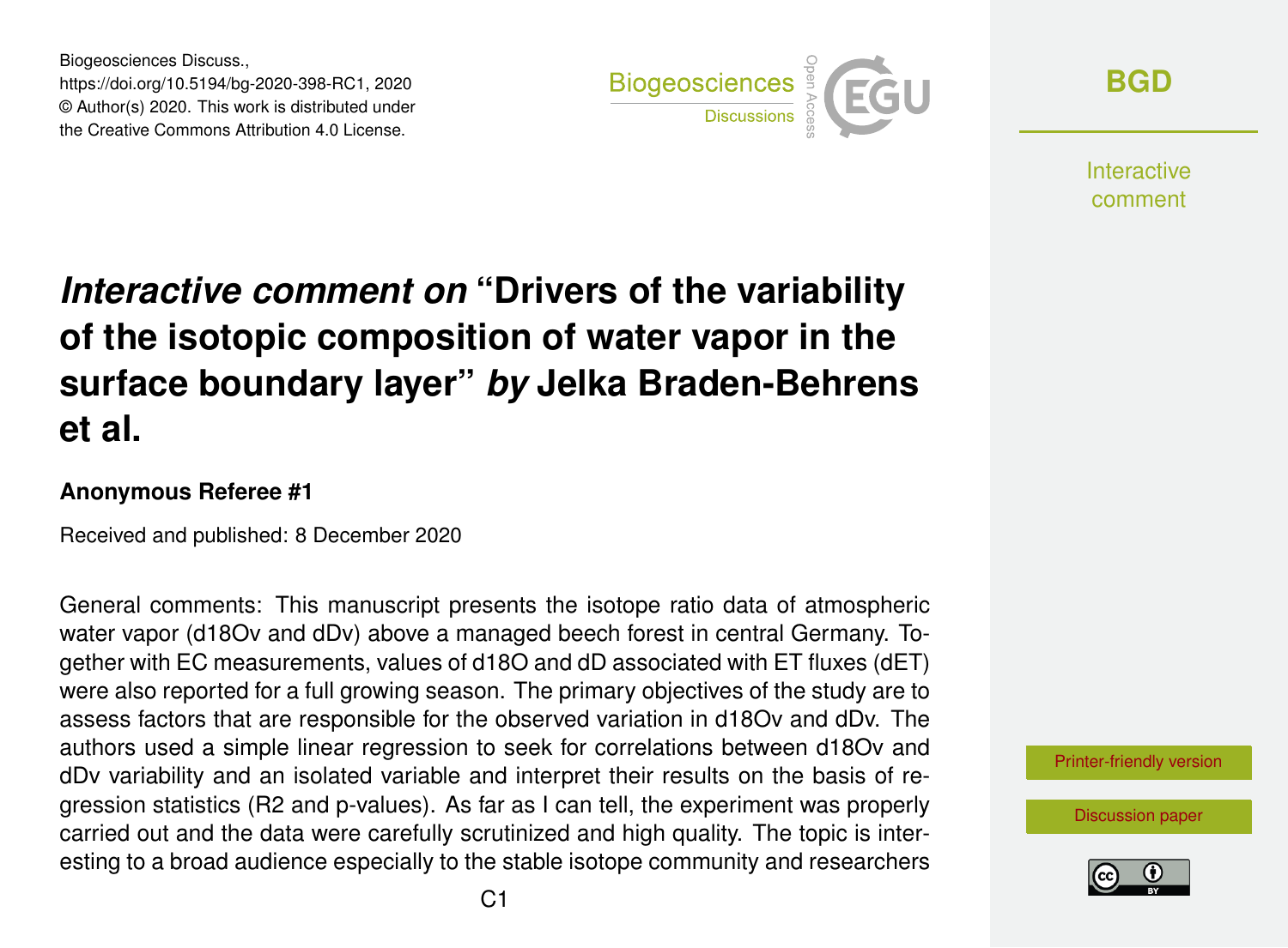# *Interactive comment on* "Drivers of the variability of the isotopic composition of water vapor in the surface boundary layer" *by* Jelka Braden-Behrens et al.

**Anonymous Referee #1**

Received and published: 8 December 2020

General comments: This manuscript presents the isotope ratio data of atmospheric water vapor (d18Ov and dDv) above a managed beech forest in central Germany. Together with EC measurements, values of d18O and dD associated with ET fluxes (dET) were also reported for a full growing season. The primary objectives of the study are to assess factors that are responsible for the observed variation in d18Ov and dDv. The authors used a simple linear regression to seek for correlations between d18Ov and dDv variability and an isolated variable and interpret their results on the basis of regression statistics (R2 and p-values). As far as I can tell, the experiment was properly carried out and the data were carefully scrutinized and high quality. The topic is interesting to a broad audience especially to the stable isotope community and researchers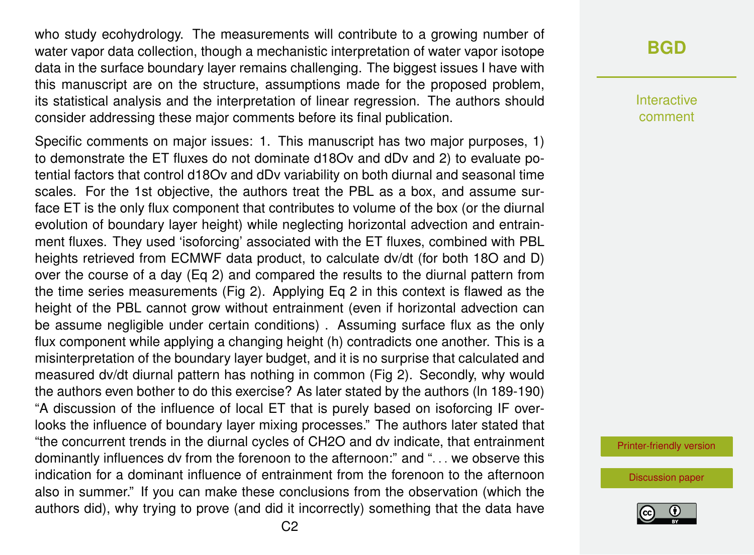who study ecohydrology. The measurements will contribute to a growing number of water vapor data collection, though a mechanistic interpretation of water vapor isotope data in the surface boundary layer remains challenging. The biggest issues I have with this manuscript are on the structure, assumptions made for the proposed problem, its statistical analysis and the interpretation of linear regression. The authors should consider addressing these major comments before its final publication.

Specific comments on major issues: 1. This manuscript has two major purposes, 1) to demonstrate the ET fluxes do not dominate d18Ov and dDv and 2) to evaluate potential factors that control d18Ov and dDv variability on both diurnal and seasonal time scales. For the 1st objective, the authors treat the PBL as a box, and assume surface ET is the only flux component that contributes to volume of the box (or the diurnal evolution of boundary layer height) while neglecting horizontal advection and entrainment fluxes. They used 'isoforcing' associated with the ET fluxes, combined with PBL heights retrieved from ECMWF data product, to calculate dv/dt (for both 18O and D) over the course of a day (Eq 2) and compared the results to the diurnal pattern from the time series measurements (Fig 2). Applying Eq 2 in this context is flawed as the height of the PBL cannot grow without entrainment (even if horizontal advection can be assume negligible under certain conditions) . Assuming surface flux as the only flux component while applying a changing height (h) contradicts one another. This is a misinterpretation of the boundary layer budget, and it is no surprise that calculated and measured dv/dt diurnal pattern has nothing in common (Fig 2). Secondly, why would the authors even bother to do this exercise? As later stated by the authors (ln 189-190) "A discussion of the influence of local ET that is purely based on isoforcing IF overlooks the influence of boundary layer mixing processes." The authors later stated that "the concurrent trends in the diurnal cycles of CH2O and dv indicate, that entrainment dominantly influences dv from the forenoon to the afternoon:" and ". . . we observe this indication for a dominant influence of entrainment from the forenoon to the afternoon also in summer." If you can make these conclusions from the observation (which the authors did), why trying to prove (and did it incorrectly) something that the data have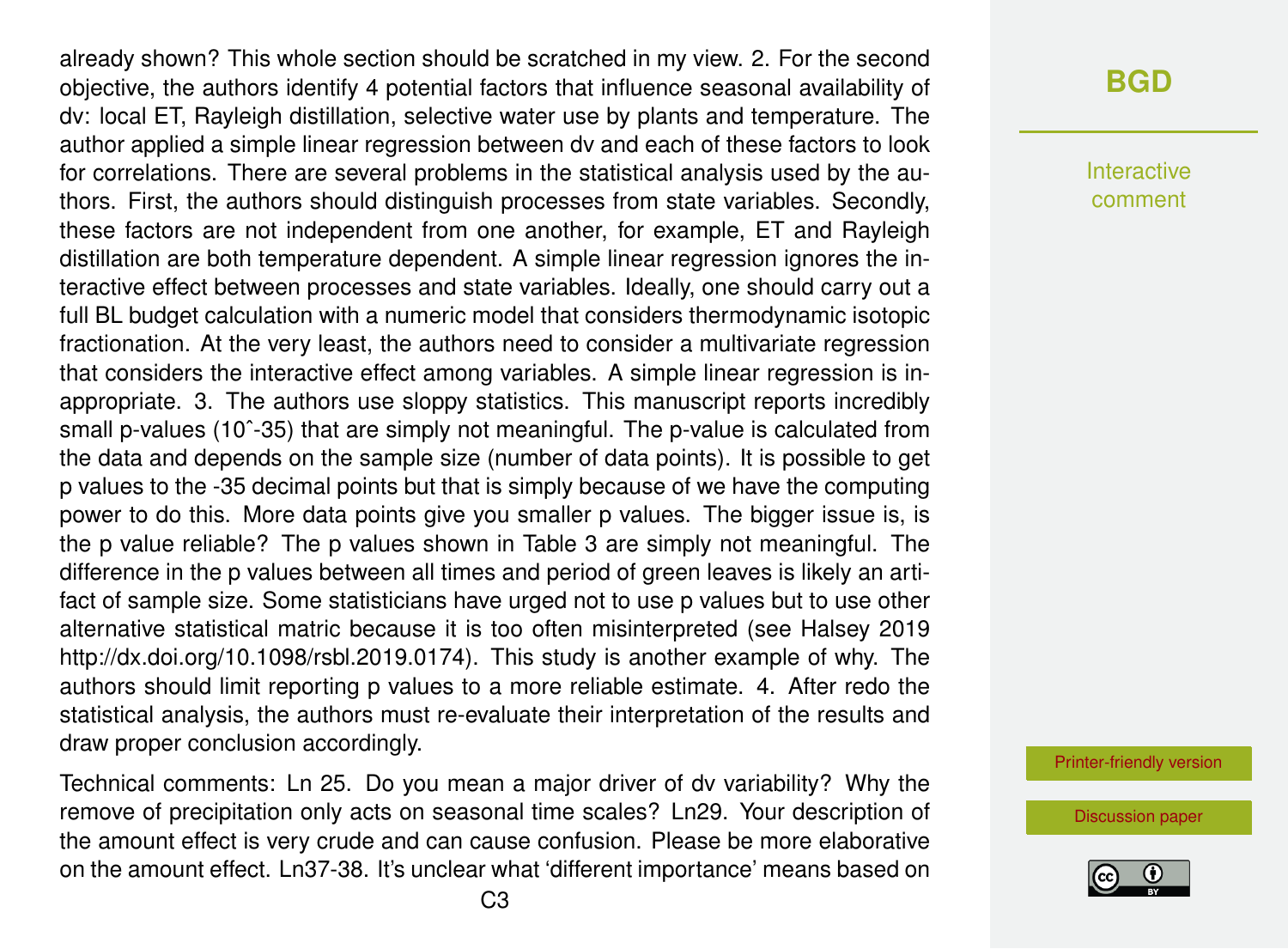already shown? This whole section should be scratched in my view. 2. For the second objective, the authors identify 4 potential factors that influence seasonal availability of dv: local ET, Rayleigh distillation, selective water use by plants and temperature. The author applied a simple linear regression between dv and each of these factors to look for correlations. There are several problems in the statistical analysis used by the authors. First, the authors should distinguish processes from state variables. Secondly, these factors are not independent from one another, for example, ET and Rayleigh distillation are both temperature dependent. A simple linear regression ignores the interactive effect between processes and state variables. Ideally, one should carry out a full BL budget calculation with a numeric model that considers thermodynamic isotopic fractionation. At the very least, the authors need to consider a multivariate regression that considers the interactive effect among variables. A simple linear regression is inappropriate. 3. The authors use sloppy statistics. This manuscript reports incredibly small p-values (10ˆ-35) that are simply not meaningful. The p-value is calculated from the data and depends on the sample size (number of data points). It is possible to get p values to the -35 decimal points but that is simply because of we have the computing power to do this. More data points give you smaller p values. The bigger issue is, is the p value reliable? The p values shown in Table 3 are simply not meaningful. The difference in the p values between all times and period of green leaves is likely an artifact of sample size. Some statisticians have urged not to use p values but to use other alternative statistical matric because it is too often misinterpreted (see Halsey 2019 http://dx.doi.org/10.1098/rsbl.2019.0174). This study is another example of why. The authors should limit reporting p values to a more reliable estimate. 4. After redo the statistical analysis, the authors must re-evaluate their interpretation of the results and draw proper conclusion accordingly.

Technical comments: Ln 25. Do you mean a major driver of dv variability? Why the remove of precipitation only acts on seasonal time scales? Ln29. Your description of the amount effect is very crude and can cause confusion. Please be more elaborative on the amount effect. Ln37-38. It's unclear what 'different importance' means based on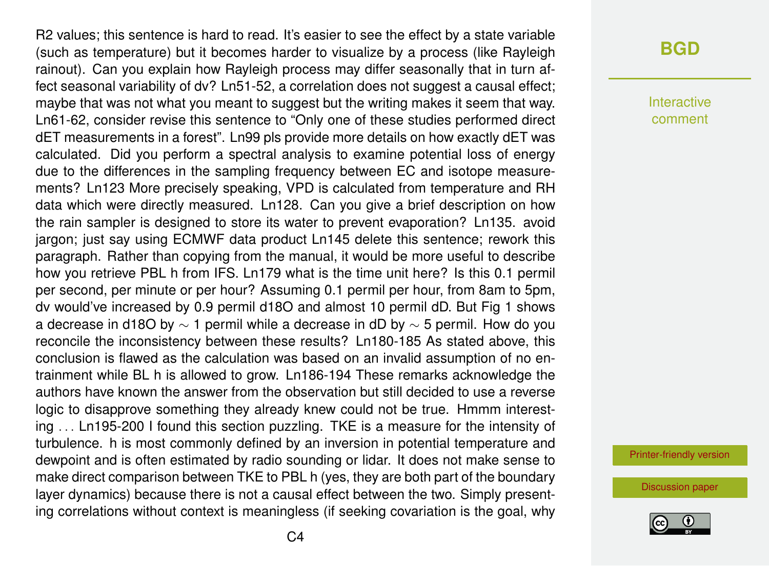R2 values; this sentence is hard to read. It's easier to see the effect by a state variable (such as temperature) but it becomes harder to visualize by a process (like Rayleigh rainout). Can you explain how Rayleigh process may differ seasonally that in turn affect seasonal variability of dv? Ln51-52, a correlation does not suggest a causal effect; maybe that was not what you meant to suggest but the writing makes it seem that way. Ln61-62, consider revise this sentence to "Only one of these studies performed direct dET measurements in a forest". Ln99 pls provide more details on how exactly dET was calculated. Did you perform a spectral analysis to examine potential loss of energy due to the differences in the sampling frequency between EC and isotope measurements? Ln123 More precisely speaking, VPD is calculated from temperature and RH data which were directly measured. Ln128. Can you give a brief description on how the rain sampler is designed to store its water to prevent evaporation? Ln135. avoid jargon; just say using ECMWF data product Ln145 delete this sentence; rework this paragraph. Rather than copying from the manual, it would be more useful to describe how you retrieve PBL h from IFS. Ln179 what is the time unit here? Is this 0.1 permil per second, per minute or per hour? Assuming 0.1 permil per hour, from 8am to 5pm, dv would've increased by 0.9 permil d18O and almost 10 permil dD. But Fig 1 shows a decrease in d18O by $\sim$ 1 permil while a decrease in dD by $\sim$ 5 permil. How do you reconcile the inconsistency between these results? Ln180-185 As stated above, this conclusion is flawed as the calculation was based on an invalid assumption of no entrainment while BL h is allowed to grow. Ln186-194 These remarks acknowledge the authors have known the answer from the observation but still decided to use a reverse logic to disapprove something they already knew could not be true. Hmmm interesting ... Ln195-200 I found this section puzzling. TKE is a measure for the intensity of turbulence. h is most commonly defined by an inversion in potential temperature and dewpoint and is often estimated by radio sounding or lidar. It does not make sense to make direct comparison between TKE to PBL h (yes, they are both part of the boundary layer dynamics) because there is not a causal effect between the two. Simply presenting correlations without context is meaningless (if seeking covariation is the goal, why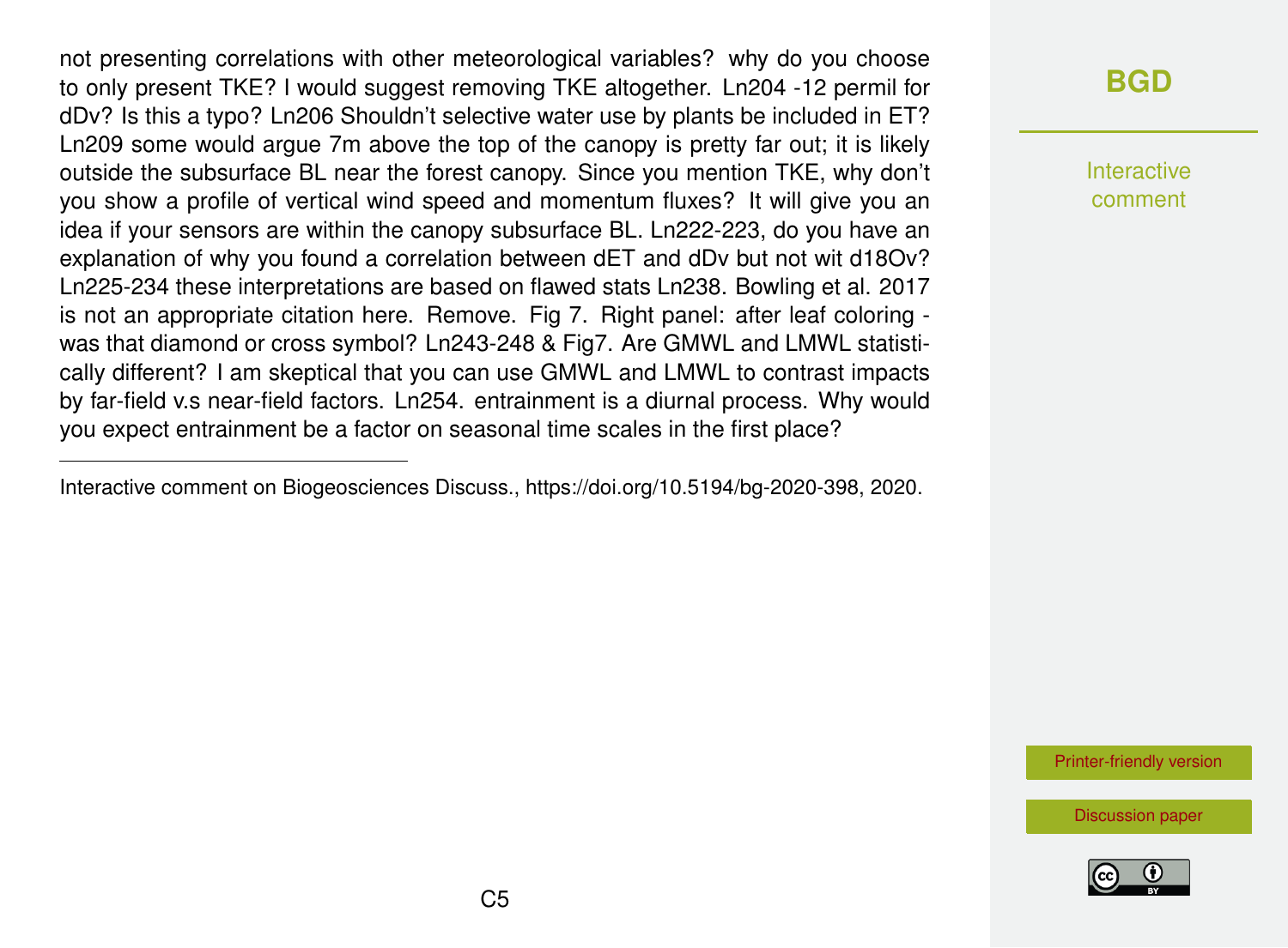not presenting correlations with other meteorological variables? why do you choose to only present TKE? I would suggest removing TKE altogether. Ln204 -12 permil for dDv? Is this a typo? Ln206 Shouldn't selective water use by plants be included in ET? Ln209 some would argue 7m above the top of the canopy is pretty far out; it is likely outside the subsurface BL near the forest canopy. Since you mention TKE, why don't you show a profile of vertical wind speed and momentum fluxes? It will give you an idea if your sensors are within the canopy subsurface BL. Ln222-223, do you have an explanation of why you found a correlation between dET and dDv but not wit d18Ov? Ln225-234 these interpretations are based on flawed stats Ln238. Bowling et al. 2017 is not an appropriate citation here. Remove. Fig 7. Right panel: after leaf coloring - was that diamond or cross symbol? Ln243-248 & Fig7. Are GMWL and LMWL statistically different? I am skeptical that you can use GMWL and LMWL to contrast impacts by far-field v.s near-field factors. Ln254. entrainment is a diurnal process. Why would you expect entrainment be a factor on seasonal time scales in the first place?

---

Interactive comment on Biogeosciences Discuss., https://doi.org/10.5194/bg-2020-398, 2020.